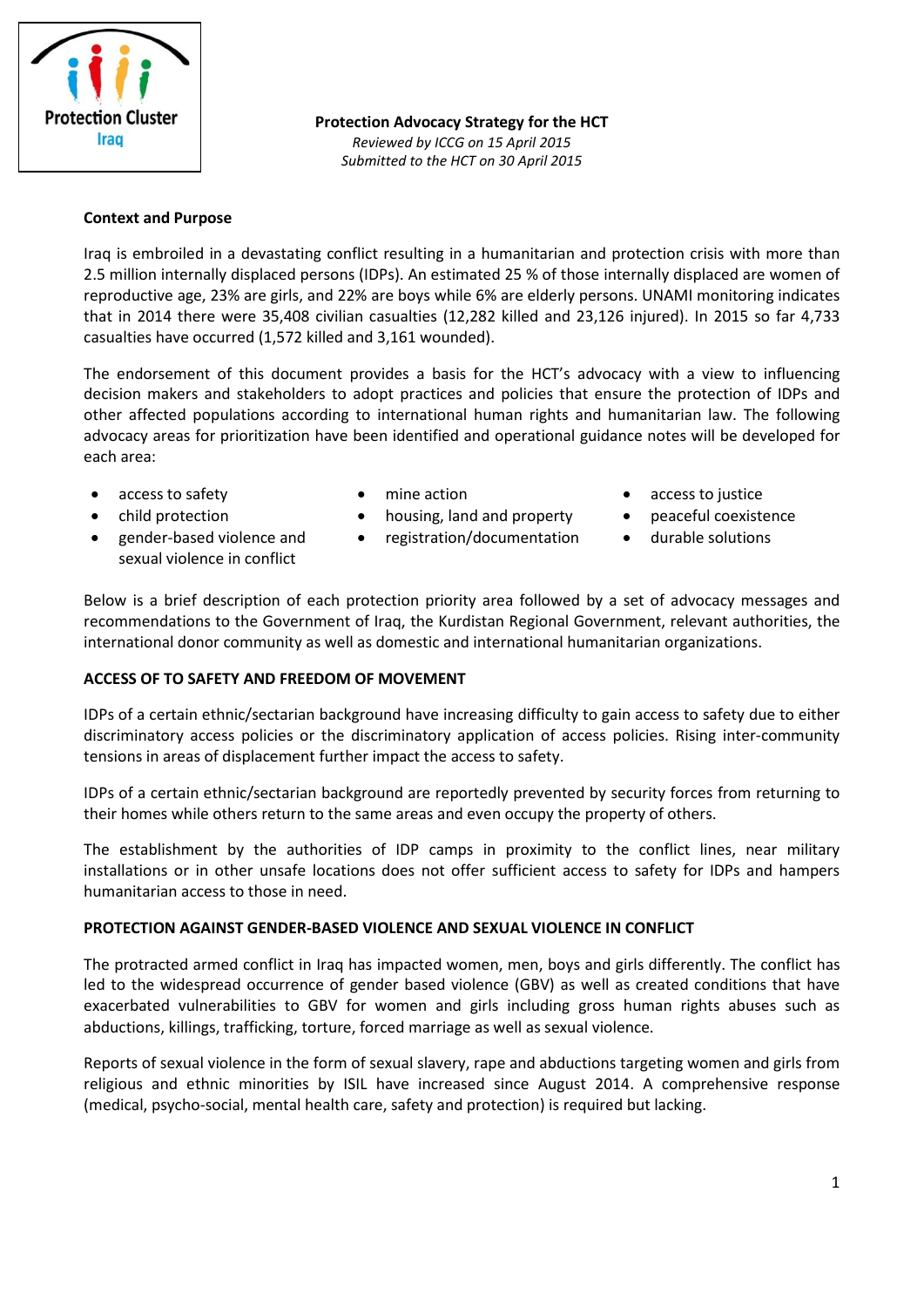Protection Cluster Iraq

**Protection Advocacy Strategy for the HCT**

*Reviewed by ICCG on 15 April 2015*

*Submitted to the HCT on 30 April 2015*

**Context and Purpose**

Iraq is embroiled in a devastating conflict resulting in a humanitarian and protection crisis with more than 2.5 million internally displaced persons (IDPs). An estimated 25 % of those internally displaced are women of reproductive age, 23% are girls, and 22% are boys while 6% are elderly persons. UNAMI monitoring indicates that in 2014 there were 35,408 civilian casualties (12,282 killed and 23,126 injured). In 2015 so far 4,733 casualties have occurred (1,572 killed and 3,161 wounded).

The endorsement of this document provides a basis for the HCT's advocacy with a view to influencing decision makers and stakeholders to adopt practices and policies that ensure the protection of IDPs and other affected populations according to international human rights and humanitarian law. The following advocacy areas for prioritization have been identified and operational guidance notes will be developed for each area:

- access to safety
- child protection
- gender-based violence and sexual violence in conflict
- mine action
- housing, land and property
- registration/documentation
- access to justice
- peaceful coexistence
- durable solutions

Below is a brief description of each protection priority area followed by a set of advocacy messages and recommendations to the Government of Iraq, the Kurdistan Regional Government, relevant authorities, the international donor community as well as domestic and international humanitarian organizations.

**ACCESS OF TO SAFETY AND FREEDOM OF MOVEMENT**

IDPs of a certain ethnic/sectarian background have increasing difficulty to gain access to safety due to either discriminatory access policies or the discriminatory application of access policies. Rising inter-community tensions in areas of displacement further impact the access to safety.

IDPs of a certain ethnic/sectarian background are reportedly prevented by security forces from returning to their homes while others return to the same areas and even occupy the property of others.

The establishment by the authorities of IDP camps in proximity to the conflict lines, near military installations or in other unsafe locations does not offer sufficient access to safety for IDPs and hampers humanitarian access to those in need.

**PROTECTION AGAINST GENDER-BASED VIOLENCE AND SEXUAL VIOLENCE IN CONFLICT**

The protracted armed conflict in Iraq has impacted women, men, boys and girls differently. The conflict has led to the widespread occurrence of gender based violence (GBV) as well as created conditions that have exacerbated vulnerabilities to GBV for women and girls including gross human rights abuses such as abductions, killings, trafficking, torture, forced marriage as well as sexual violence.

Reports of sexual violence in the form of sexual slavery, rape and abductions targeting women and girls from religious and ethnic minorities by ISIL have increased since August 2014. A comprehensive response (medical, psycho-social, mental health care, safety and protection) is required but lacking.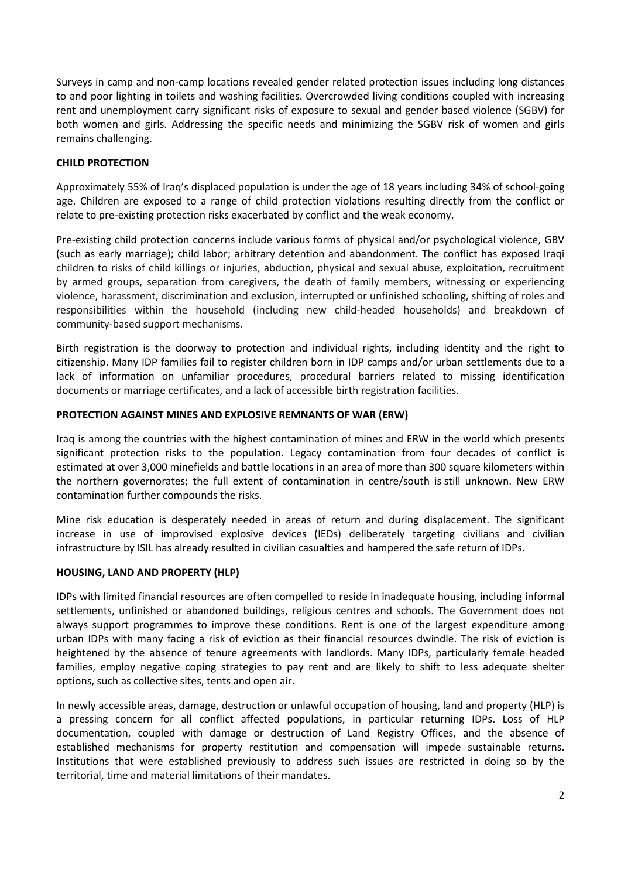Surveys in camp and non-camp locations revealed gender related protection issues including long distances to and poor lighting in toilets and washing facilities. Overcrowded living conditions coupled with increasing rent and unemployment carry significant risks of exposure to sexual and gender based violence (SGBV) for both women and girls. Addressing the specific needs and minimizing the SGBV risk of women and girls remains challenging.

**CHILD PROTECTION**

Approximately 55% of Iraq's displaced population is under the age of 18 years including 34% of school-going age. Children are exposed to a range of child protection violations resulting directly from the conflict or relate to pre-existing protection risks exacerbated by conflict and the weak economy.

Pre-existing child protection concerns include various forms of physical and/or psychological violence, GBV (such as early marriage); child labor; arbitrary detention and abandonment. The conflict has exposed Iraqi children to risks of child killings or injuries, abduction, physical and sexual abuse, exploitation, recruitment by armed groups, separation from caregivers, the death of family members, witnessing or experiencing violence, harassment, discrimination and exclusion, interrupted or unfinished schooling, shifting of roles and responsibilities within the household (including new child-headed households) and breakdown of community-based support mechanisms.

Birth registration is the doorway to protection and individual rights, including identity and the right to citizenship. Many IDP families fail to register children born in IDP camps and/or urban settlements due to a lack of information on unfamiliar procedures, procedural barriers related to missing identification documents or marriage certificates, and a lack of accessible birth registration facilities.

**PROTECTION AGAINST MINES AND EXPLOSIVE REMNANTS OF WAR (ERW)**

Iraq is among the countries with the highest contamination of mines and ERW in the world which presents significant protection risks to the population. Legacy contamination from four decades of conflict is estimated at over 3,000 minefields and battle locations in an area of more than 300 square kilometers within the northern governorates; the full extent of contamination in centre/south is still unknown. New ERW contamination further compounds the risks.

Mine risk education is desperately needed in areas of return and during displacement. The significant increase in use of improvised explosive devices (IEDs) deliberately targeting civilians and civilian infrastructure by ISIL has already resulted in civilian casualties and hampered the safe return of IDPs.

**HOUSING, LAND AND PROPERTY (HLP)**

IDPs with limited financial resources are often compelled to reside in inadequate housing, including informal settlements, unfinished or abandoned buildings, religious centres and schools. The Government does not always support programmes to improve these conditions. Rent is one of the largest expenditure among urban IDPs with many facing a risk of eviction as their financial resources dwindle. The risk of eviction is heightened by the absence of tenure agreements with landlords. Many IDPs, particularly female headed families, employ negative coping strategies to pay rent and are likely to shift to less adequate shelter options, such as collective sites, tents and open air.

In newly accessible areas, damage, destruction or unlawful occupation of housing, land and property (HLP) is a pressing concern for all conflict affected populations, in particular returning IDPs. Loss of HLP documentation, coupled with damage or destruction of Land Registry Offices, and the absence of established mechanisms for property restitution and compensation will impede sustainable returns. Institutions that were established previously to address such issues are restricted in doing so by the territorial, time and material limitations of their mandates.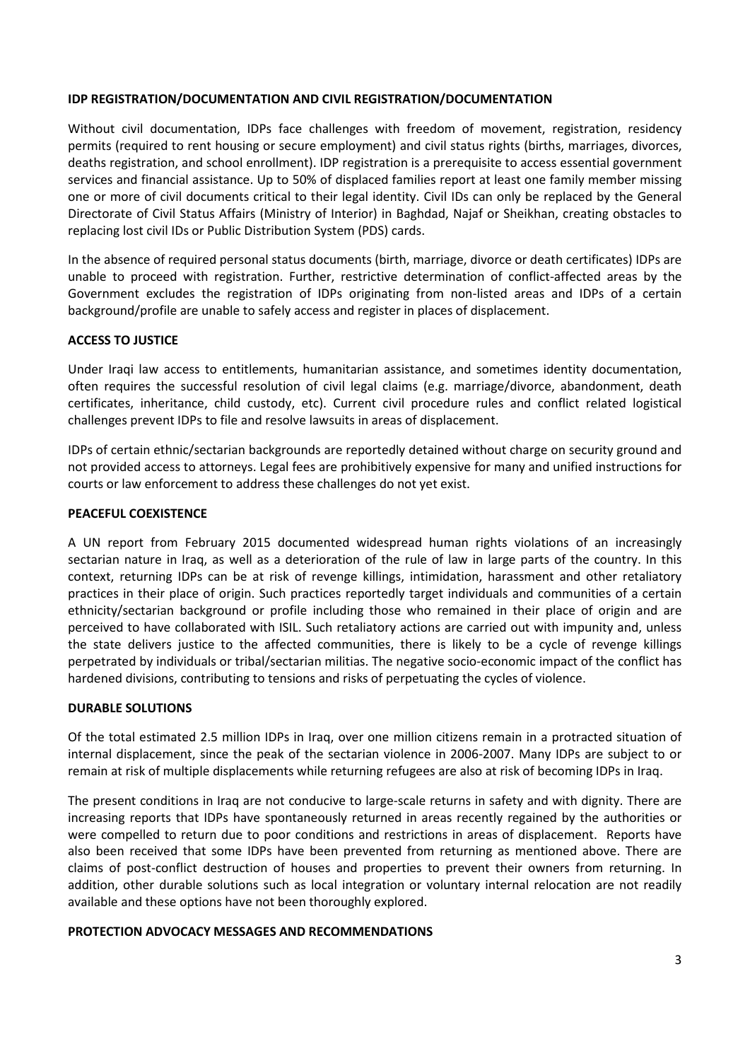**IDP REGISTRATION/DOCUMENTATION AND CIVIL REGISTRATION/DOCUMENTATION**

Without civil documentation, IDPs face challenges with freedom of movement, registration, residency permits (required to rent housing or secure employment) and civil status rights (births, marriages, divorces, deaths registration, and school enrollment). IDP registration is a prerequisite to access essential government services and financial assistance. Up to 50% of displaced families report at least one family member missing one or more of civil documents critical to their legal identity. Civil IDs can only be replaced by the General Directorate of Civil Status Affairs (Ministry of Interior) in Baghdad, Najaf or Sheikhan, creating obstacles to replacing lost civil IDs or Public Distribution System (PDS) cards.

In the absence of required personal status documents (birth, marriage, divorce or death certificates) IDPs are unable to proceed with registration. Further, restrictive determination of conflict-affected areas by the Government excludes the registration of IDPs originating from non-listed areas and IDPs of a certain background/profile are unable to safely access and register in places of displacement.

**ACCESS TO JUSTICE**

Under Iraqi law access to entitlements, humanitarian assistance, and sometimes identity documentation, often requires the successful resolution of civil legal claims (e.g. marriage/divorce, abandonment, death certificates, inheritance, child custody, etc). Current civil procedure rules and conflict related logistical challenges prevent IDPs to file and resolve lawsuits in areas of displacement.

IDPs of certain ethnic/sectarian backgrounds are reportedly detained without charge on security ground and not provided access to attorneys. Legal fees are prohibitively expensive for many and unified instructions for courts or law enforcement to address these challenges do not yet exist.

**PEACEFUL COEXISTENCE**

A UN report from February 2015 documented widespread human rights violations of an increasingly sectarian nature in Iraq, as well as a deterioration of the rule of law in large parts of the country. In this context, returning IDPs can be at risk of revenge killings, intimidation, harassment and other retaliatory practices in their place of origin. Such practices reportedly target individuals and communities of a certain ethnicity/sectarian background or profile including those who remained in their place of origin and are perceived to have collaborated with ISIL. Such retaliatory actions are carried out with impunity and, unless the state delivers justice to the affected communities, there is likely to be a cycle of revenge killings perpetrated by individuals or tribal/sectarian militias. The negative socio-economic impact of the conflict has hardened divisions, contributing to tensions and risks of perpetuating the cycles of violence.

**DURABLE SOLUTIONS**

Of the total estimated 2.5 million IDPs in Iraq, over one million citizens remain in a protracted situation of internal displacement, since the peak of the sectarian violence in 2006-2007. Many IDPs are subject to or remain at risk of multiple displacements while returning refugees are also at risk of becoming IDPs in Iraq.

The present conditions in Iraq are not conducive to large-scale returns in safety and with dignity. There are increasing reports that IDPs have spontaneously returned in areas recently regained by the authorities or were compelled to return due to poor conditions and restrictions in areas of displacement. Reports have also been received that some IDPs have been prevented from returning as mentioned above. There are claims of post-conflict destruction of houses and properties to prevent their owners from returning. In addition, other durable solutions such as local integration or voluntary internal relocation are not readily available and these options have not been thoroughly explored.

**PROTECTION ADVOCACY MESSAGES AND RECOMMENDATIONS**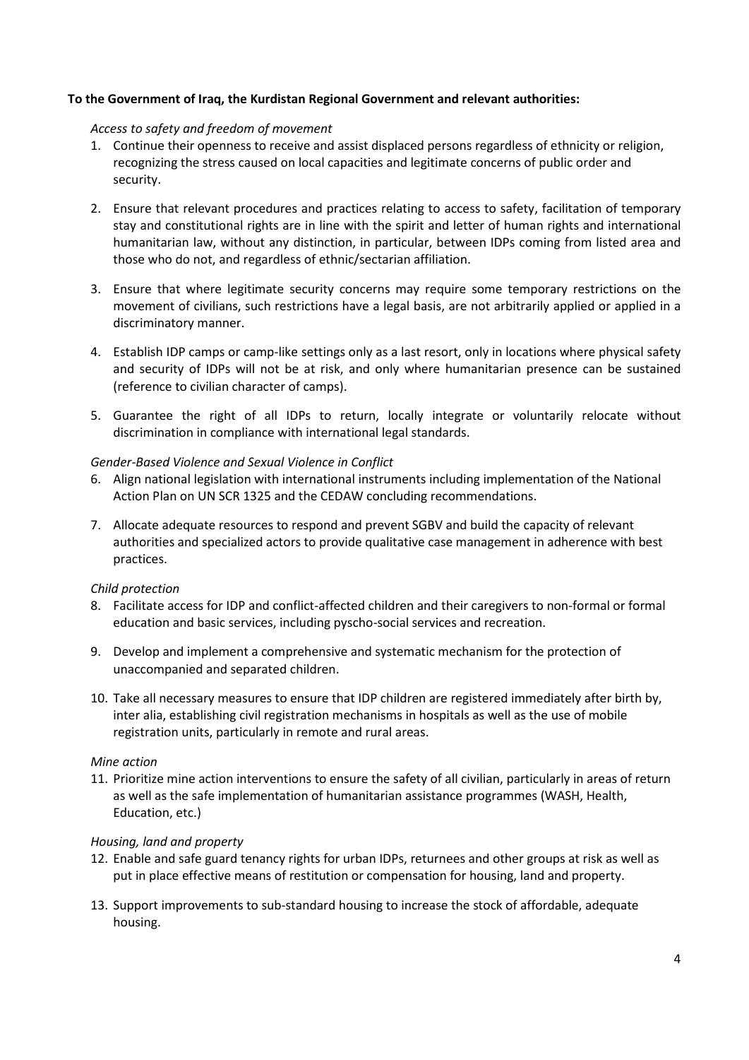**To the Government of Iraq, the Kurdistan Regional Government and relevant authorities:**

*Access to safety and freedom of movement*

1. Continue their openness to receive and assist displaced persons regardless of ethnicity or religion, recognizing the stress caused on local capacities and legitimate concerns of public order and security.

2. Ensure that relevant procedures and practices relating to access to safety, facilitation of temporary stay and constitutional rights are in line with the spirit and letter of human rights and international humanitarian law, without any distinction, in particular, between IDPs coming from listed area and those who do not, and regardless of ethnic/sectarian affiliation.

3. Ensure that where legitimate security concerns may require some temporary restrictions on the movement of civilians, such restrictions have a legal basis, are not arbitrarily applied or applied in a discriminatory manner.

4. Establish IDP camps or camp-like settings only as a last resort, only in locations where physical safety and security of IDPs will not be at risk, and only where humanitarian presence can be sustained (reference to civilian character of camps).

5. Guarantee the right of all IDPs to return, locally integrate or voluntarily relocate without discrimination in compliance with international legal standards.

*Gender-Based Violence and Sexual Violence in Conflict*

6. Align national legislation with international instruments including implementation of the National Action Plan on UN SCR 1325 and the CEDAW concluding recommendations.

7. Allocate adequate resources to respond and prevent SGBV and build the capacity of relevant authorities and specialized actors to provide qualitative case management in adherence with best practices.

*Child protection*

8. Facilitate access for IDP and conflict-affected children and their caregivers to non-formal or formal education and basic services, including pyscho-social services and recreation.

9. Develop and implement a comprehensive and systematic mechanism for the protection of unaccompanied and separated children.

10. Take all necessary measures to ensure that IDP children are registered immediately after birth by, inter alia, establishing civil registration mechanisms in hospitals as well as the use of mobile registration units, particularly in remote and rural areas.

*Mine action*

11. Prioritize mine action interventions to ensure the safety of all civilian, particularly in areas of return as well as the safe implementation of humanitarian assistance programmes (WASH, Health, Education, etc.)

*Housing, land and property*

12. Enable and safe guard tenancy rights for urban IDPs, returnees and other groups at risk as well as put in place effective means of restitution or compensation for housing, land and property.

13. Support improvements to sub-standard housing to increase the stock of affordable, adequate housing.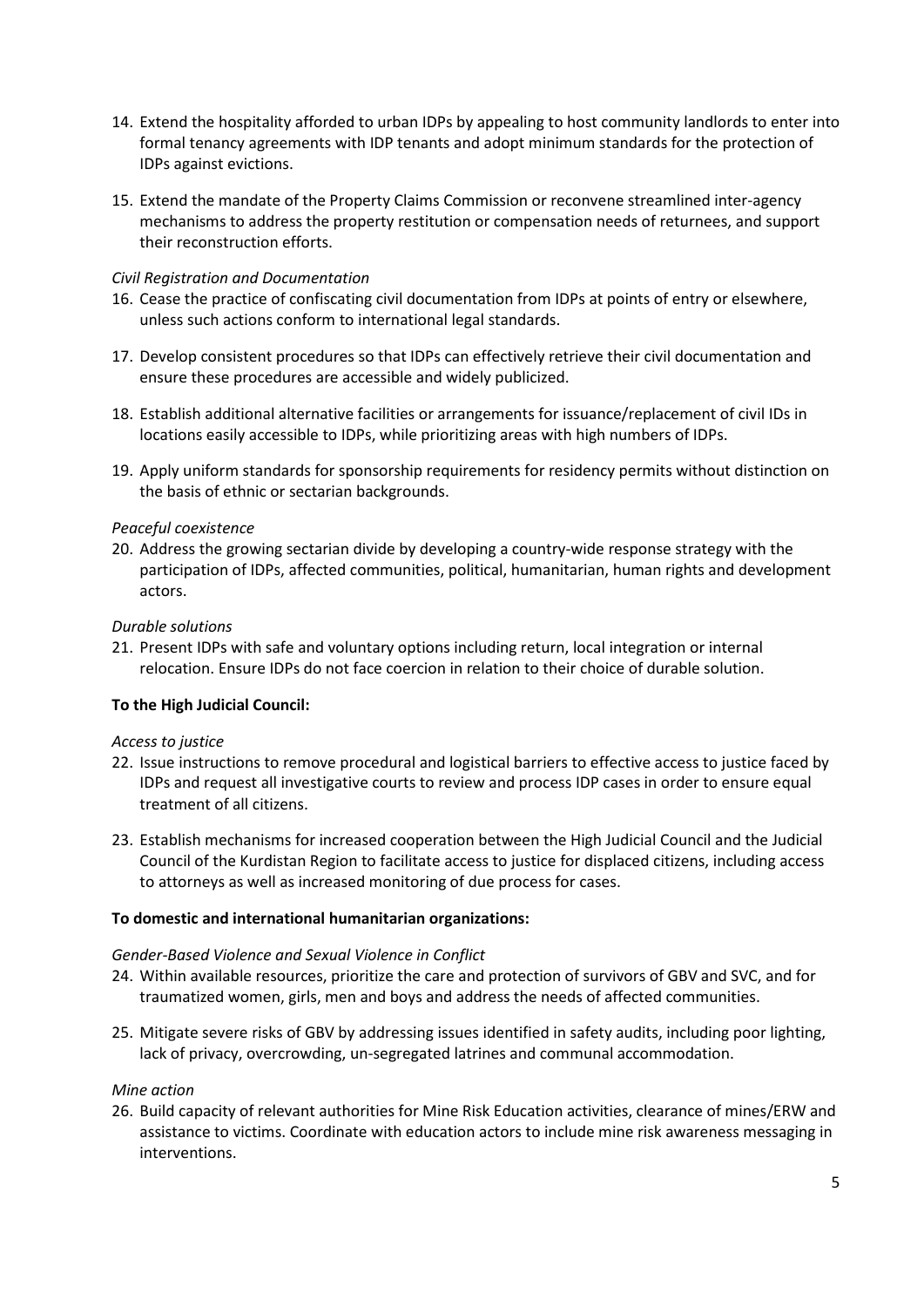14. Extend the hospitality afforded to urban IDPs by appealing to host community landlords to enter into formal tenancy agreements with IDP tenants and adopt minimum standards for the protection of IDPs against evictions.

15. Extend the mandate of the Property Claims Commission or reconvene streamlined inter-agency mechanisms to address the property restitution or compensation needs of returnees, and support their reconstruction efforts.

*Civil Registration and Documentation*

16. Cease the practice of confiscating civil documentation from IDPs at points of entry or elsewhere, unless such actions conform to international legal standards.

17. Develop consistent procedures so that IDPs can effectively retrieve their civil documentation and ensure these procedures are accessible and widely publicized.

18. Establish additional alternative facilities or arrangements for issuance/replacement of civil IDs in locations easily accessible to IDPs, while prioritizing areas with high numbers of IDPs.

19. Apply uniform standards for sponsorship requirements for residency permits without distinction on the basis of ethnic or sectarian backgrounds.

*Peaceful coexistence*

20. Address the growing sectarian divide by developing a country-wide response strategy with the participation of IDPs, affected communities, political, humanitarian, human rights and development actors.

*Durable solutions*

21. Present IDPs with safe and voluntary options including return, local integration or internal relocation. Ensure IDPs do not face coercion in relation to their choice of durable solution.

**To the High Judicial Council:**

*Access to justice*

22. Issue instructions to remove procedural and logistical barriers to effective access to justice faced by IDPs and request all investigative courts to review and process IDP cases in order to ensure equal treatment of all citizens.

23. Establish mechanisms for increased cooperation between the High Judicial Council and the Judicial Council of the Kurdistan Region to facilitate access to justice for displaced citizens, including access to attorneys as well as increased monitoring of due process for cases.

**To domestic and international humanitarian organizations:**

*Gender-Based Violence and Sexual Violence in Conflict*

24. Within available resources, prioritize the care and protection of survivors of GBV and SVC, and for traumatized women, girls, men and boys and address the needs of affected communities.

25. Mitigate severe risks of GBV by addressing issues identified in safety audits, including poor lighting, lack of privacy, overcrowding, un-segregated latrines and communal accommodation.

*Mine action*

26. Build capacity of relevant authorities for Mine Risk Education activities, clearance of mines/ERW and assistance to victims. Coordinate with education actors to include mine risk awareness messaging in interventions.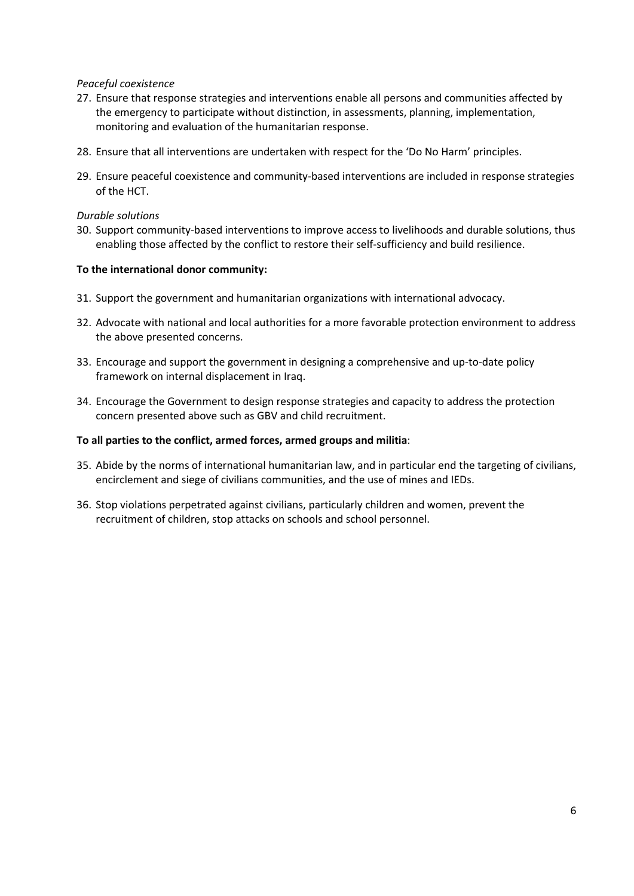*Peaceful coexistence*

27. Ensure that response strategies and interventions enable all persons and communities affected by the emergency to participate without distinction, in assessments, planning, implementation, monitoring and evaluation of the humanitarian response.
28. Ensure that all interventions are undertaken with respect for the 'Do No Harm' principles.
29. Ensure peaceful coexistence and community-based interventions are included in response strategies of the HCT.

*Durable solutions*

30. Support community-based interventions to improve access to livelihoods and durable solutions, thus enabling those affected by the conflict to restore their self-sufficiency and build resilience.

**To the international donor community:**

31. Support the government and humanitarian organizations with international advocacy.
32. Advocate with national and local authorities for a more favorable protection environment to address the above presented concerns.
33. Encourage and support the government in designing a comprehensive and up-to-date policy framework on internal displacement in Iraq.
34. Encourage the Government to design response strategies and capacity to address the protection concern presented above such as GBV and child recruitment.

**To all parties to the conflict, armed forces, armed groups and militia**:

35. Abide by the norms of international humanitarian law, and in particular end the targeting of civilians, encirclement and siege of civilians communities, and the use of mines and IEDs.
36. Stop violations perpetrated against civilians, particularly children and women, prevent the recruitment of children, stop attacks on schools and school personnel.